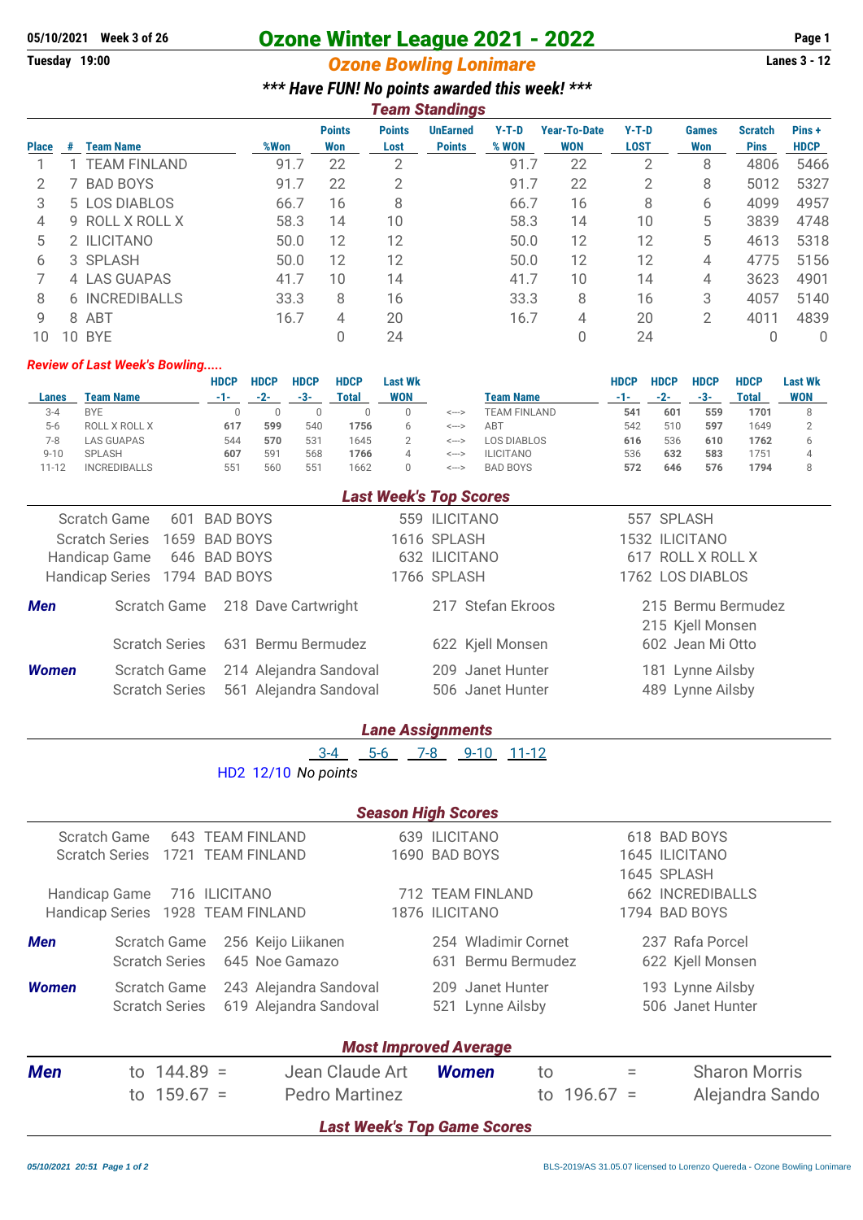05/10/2021 Week 3 of 26

Tuesday 19:00

# Ozone Winter League 2021 - 2022

## Ozone Bowling Lonimare

Lanes 3 - 12

### *** Have FUN! No points awarded this week! ***

### Team Standings

| Place | # | Team Name | %Won | Points Won | Points Lost | UnEarned Points | Y-T-D % WON | Year-To-Date WON | Y-T-D LOST | Games Won | Scratch Pins | Pins + HDCP |
|---|---|---|---|---|---|---|---|---|---|---|---|---|
| 1 | 1 | TEAM FINLAND | 91.7 | 22 | 2 | | 91.7 | 22 | 2 | 8 | 4806 | 5466 |
| 2 | 7 | BAD BOYS | 91.7 | 22 | 2 | | 91.7 | 22 | 2 | 8 | 5012 | 5327 |
| 3 | 5 | LOS DIABLOS | 66.7 | 16 | 8 | | 66.7 | 16 | 8 | 6 | 4099 | 4957 |
| 4 | 9 | ROLL X ROLL X | 58.3 | 14 | 10 | | 58.3 | 14 | 10 | 5 | 3839 | 4748 |
| 5 | 2 | ILICITANO | 50.0 | 12 | 12 | | 50.0 | 12 | 12 | 5 | 4613 | 5318 |
| 6 | 3 | SPLASH | 50.0 | 12 | 12 | | 50.0 | 12 | 12 | 4 | 4775 | 5156 |
| 7 | 4 | LAS GUAPAS | 41.7 | 10 | 14 | | 41.7 | 10 | 14 | 4 | 3623 | 4901 |
| 8 | 6 | INCREDIBALLS | 33.3 | 8 | 16 | | 33.3 | 8 | 16 | 3 | 4057 | 5140 |
| 9 | 8 | ABT | 16.7 | 4 | 20 | | 16.7 | 4 | 20 | 2 | 4011 | 4839 |
| 10 | 10 | BYE | | 0 | 24 | | | 0 | 24 | | 0 | 0 |

### Review of Last Week's Bowling.....

| Lanes | Team Name | HDCP -1- | HDCP -2- | HDCP -3- | HDCP Total | Last Wk WON | | Team Name | HDCP -1- | HDCP -2- | HDCP -3- | HDCP Total | Last Wk WON |
|---|---|---|---|---|---|---|---|---|---|---|---|---|---|
| 3-4 | BYE | 0 | 0 | 0 | 0 | 0 | <---> | TEAM FINLAND | **541** | **601** | **559** | **1701** | 8 |
| 5-6 | ROLL X ROLL X | **617** | **599** | 540 | **1756** | 6 | <---> | ABT | 542 | 510 | **597** | 1649 | 2 |
| 7-8 | LAS GUAPAS | 544 | **570** | 531 | 1645 | 2 | <---> | LOS DIABLOS | **616** | 536 | **610** | **1762** | 6 |
| 9-10 | SPLASH | **607** | 591 | 568 | **1766** | 4 | <---> | ILICITANO | 536 | **632** | **583** | 1751 | 4 |
| 11-12 | INCREDIBALLS | 551 | 560 | 551 | 1662 | 0 | <---> | BAD BOYS | **572** | **646** | **576** | **1794** | 8 |

### Last Week's Top Scores

| | | | | |
|---|---|---|---|---|
| Scratch Game | 601 BAD BOYS | | 559 ILICITANO | 557 SPLASH |
| Scratch Series | 1659 BAD BOYS | | 1616 SPLASH | 1532 ILICITANO |
| Handicap Game | 646 BAD BOYS | | 632 ILICITANO | 617 ROLL X ROLL X |
| Handicap Series | 1794 BAD BOYS | | 1766 SPLASH | 1762 LOS DIABLOS |
| **Men** | Scratch Game | 218 Dave Cartwright | 217 Stefan Ekroos | 215 Bermu Bermudez<br>215 Kjell Monsen |
| | Scratch Series | 631 Bermu Bermudez | 622 Kjell Monsen | 602 Jean Mi Otto |
| **Women** | Scratch Game | 214 Alejandra Sandoval | 209 Janet Hunter | 181 Lynne Ailsby |
| | Scratch Series | 561 Alejandra Sandoval | 506 Janet Hunter | 489 Lynne Ailsby |

### Lane Assignments

| 3-4 | 5-6 | 7-8 | 9-10 | 11-12 |
|---|---|---|---|---|

HD2 12/10 *No points*

### Season High Scores

| | | | | |
|---|---|---|---|---|
| Scratch Game | 643 TEAM FINLAND | | 639 ILICITANO | 618 BAD BOYS |
| Scratch Series | 1721 TEAM FINLAND | | 1690 BAD BOYS | 1645 ILICITANO<br>1645 SPLASH |
| Handicap Game | 716 ILICITANO | | 712 TEAM FINLAND | 662 INCREDIBALLS |
| Handicap Series | 1928 TEAM FINLAND | | 1876 ILICITANO | 1794 BAD BOYS |
| **Men** | Scratch Game | 256 Keijo Liikanen | 254 Wladimir Cornet | 237 Rafa Porcel |
| | Scratch Series | 645 Noe Gamazo | 631 Bermu Bermudez | 622 Kjell Monsen |
| **Women** | Scratch Game | 243 Alejandra Sandoval | 209 Janet Hunter | 193 Lynne Ailsby |
| | Scratch Series | 619 Alejandra Sandoval | 521 Lynne Ailsby | 506 Janet Hunter |

### Most Improved Average

| | | | | | |
|---|---|---|---|---|---|
| **Men** | to 144.89 = | Jean Claude Art | **Women** | to = | Sharon Morris |
| | to 159.67 = | Pedro Martinez | | to 196.67 = | Alejandra Sando |

### Last Week's Top Game Scores

05/10/2021 20:51

BLS-2019/AS 31.05.07 licensed to Lorenzo Quereda - Ozone Bowling Lonimare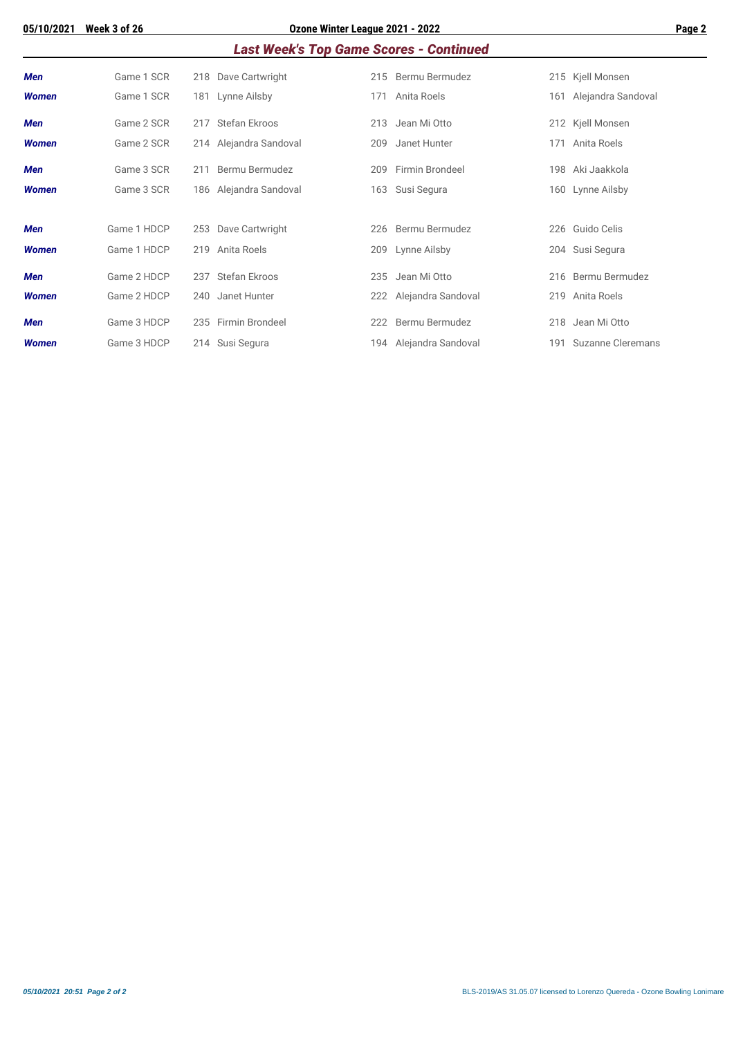## *Last Week's Top Game Scores - Continued*

| | | | | | | | | |
|---|---|---|---|---|---|---|---|---|
| ***Men*** | Game 1 SCR | 218 | Dave Cartwright | 215 | Bermu Bermudez | 215 | Kjell Monsen |
| ***Women*** | Game 1 SCR | 181 | Lynne Ailsby | 171 | Anita Roels | 161 | Alejandra Sandoval |
| ***Men*** | Game 2 SCR | 217 | Stefan Ekroos | 213 | Jean Mi Otto | 212 | Kjell Monsen |
| ***Women*** | Game 2 SCR | 214 | Alejandra Sandoval | 209 | Janet Hunter | 171 | Anita Roels |
| ***Men*** | Game 3 SCR | 211 | Bermu Bermudez | 209 | Firmin Brondeel | 198 | Aki Jaakkola |
| ***Women*** | Game 3 SCR | 186 | Alejandra Sandoval | 163 | Susi Segura | 160 | Lynne Ailsby |
| ***Men*** | Game 1 HDCP | 253 | Dave Cartwright | 226 | Bermu Bermudez | 226 | Guido Celis |
| ***Women*** | Game 1 HDCP | 219 | Anita Roels | 209 | Lynne Ailsby | 204 | Susi Segura |
| ***Men*** | Game 2 HDCP | 237 | Stefan Ekroos | 235 | Jean Mi Otto | 216 | Bermu Bermudez |
| ***Women*** | Game 2 HDCP | 240 | Janet Hunter | 222 | Alejandra Sandoval | 219 | Anita Roels |
| ***Men*** | Game 3 HDCP | 235 | Firmin Brondeel | 222 | Bermu Bermudez | 218 | Jean Mi Otto |
| ***Women*** | Game 3 HDCP | 214 | Susi Segura | 194 | Alejandra Sandoval | 191 | Suzanne Cleremans |